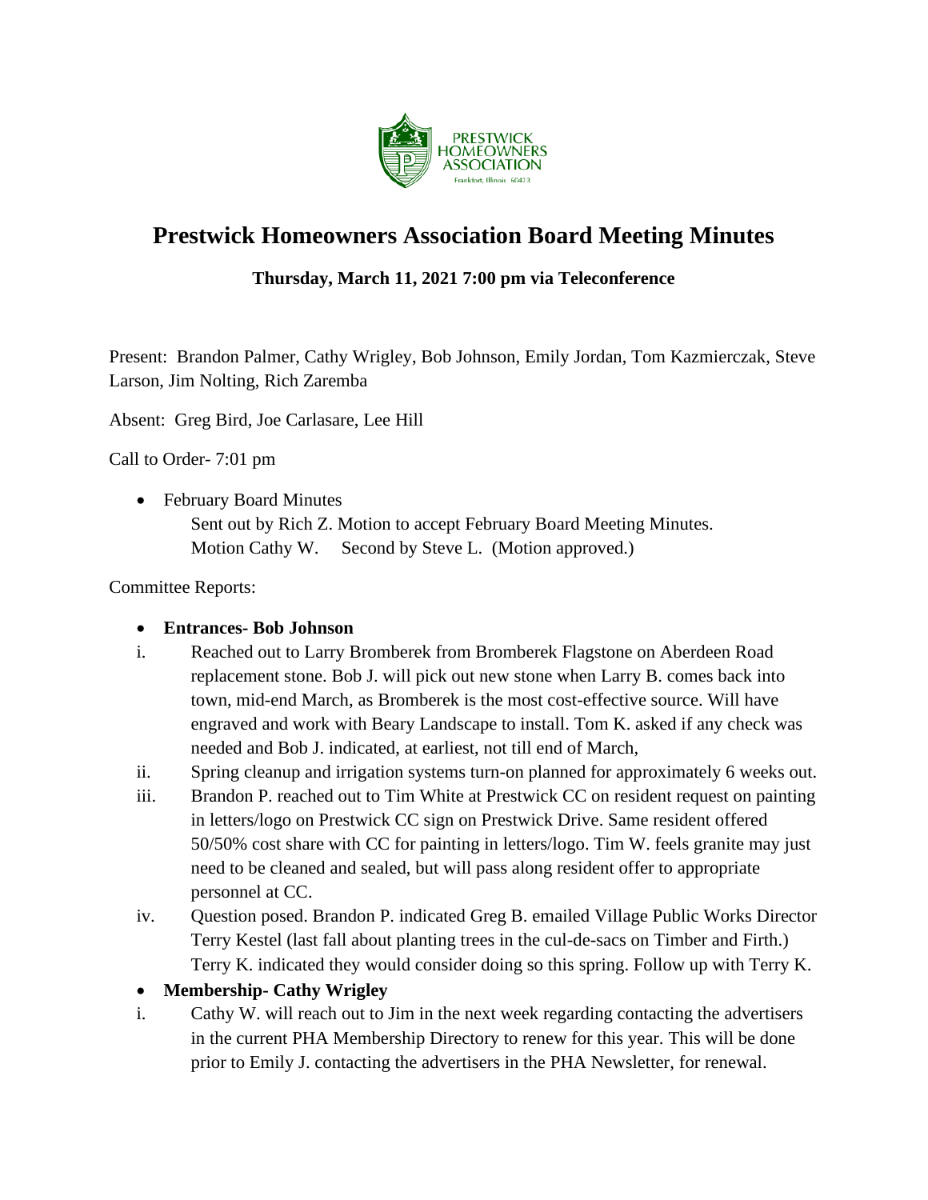# Prestwick Homeowners Association Board Meeting Minutes

**Thursday, March 11, 2021 7:00 pm via Teleconference**

Present: Brandon Palmer, Cathy Wrigley, Bob Johnson, Emily Jordan, Tom Kazmierczak, Steve Larson, Jim Nolting, Rich Zaremba

Absent: Greg Bird, Joe Carlasare, Lee Hill

Call to Order- 7:01 pm

- February Board Minutes
  Sent out by Rich Z. Motion to accept February Board Meeting Minutes.
  Motion Cathy W. Second by Steve L. (Motion approved.)

Committee Reports:

- **Entrances- Bob Johnson**

i. Reached out to Larry Bromberek from Bromberek Flagstone on Aberdeen Road replacement stone. Bob J. will pick out new stone when Larry B. comes back into town, mid-end March, as Bromberek is the most cost-effective source. Will have engraved and work with Beary Landscape to install. Tom K. asked if any check was needed and Bob J. indicated, at earliest, not till end of March,

ii. Spring cleanup and irrigation systems turn-on planned for approximately 6 weeks out.

iii. Brandon P. reached out to Tim White at Prestwick CC on resident request on painting in letters/logo on Prestwick CC sign on Prestwick Drive. Same resident offered 50/50% cost share with CC for painting in letters/logo. Tim W. feels granite may just need to be cleaned and sealed, but will pass along resident offer to appropriate personnel at CC.

iv. Question posed. Brandon P. indicated Greg B. emailed Village Public Works Director Terry Kestel (last fall about planting trees in the cul-de-sacs on Timber and Firth.) Terry K. indicated they would consider doing so this spring. Follow up with Terry K.

- **Membership- Cathy Wrigley**

i. Cathy W. will reach out to Jim in the next week regarding contacting the advertisers in the current PHA Membership Directory to renew for this year. This will be done prior to Emily J. contacting the advertisers in the PHA Newsletter, for renewal.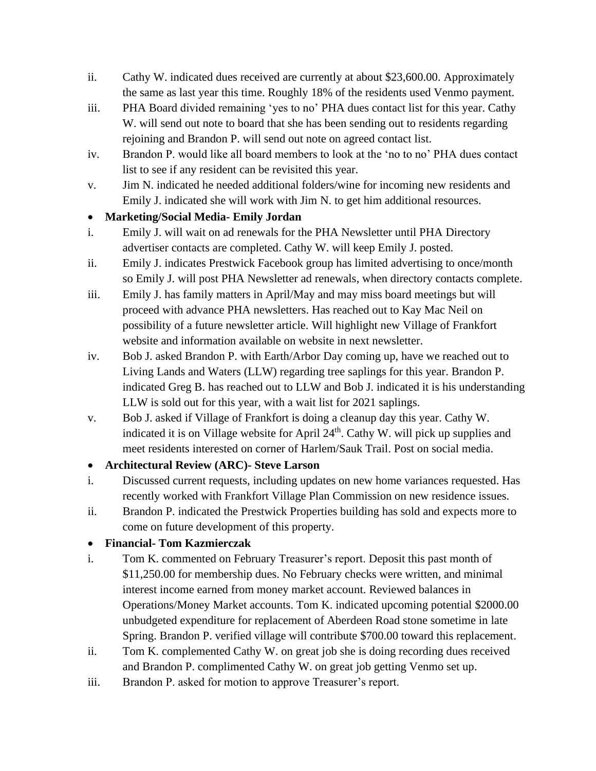ii. Cathy W. indicated dues received are currently at about $23,600.00. Approximately the same as last year this time. Roughly 18% of the residents used Venmo payment.

iii. PHA Board divided remaining 'yes to no' PHA dues contact list for this year. Cathy W. will send out note to board that she has been sending out to residents regarding rejoining and Brandon P. will send out note on agreed contact list.

iv. Brandon P. would like all board members to look at the 'no to no' PHA dues contact list to see if any resident can be revisited this year.

v. Jim N. indicated he needed additional folders/wine for incoming new residents and Emily J. indicated she will work with Jim N. to get him additional resources.

- **Marketing/Social Media- Emily Jordan**

i. Emily J. will wait on ad renewals for the PHA Newsletter until PHA Directory advertiser contacts are completed. Cathy W. will keep Emily J. posted.

ii. Emily J. indicates Prestwick Facebook group has limited advertising to once/month so Emily J. will post PHA Newsletter ad renewals, when directory contacts complete.

iii. Emily J. has family matters in April/May and may miss board meetings but will proceed with advance PHA newsletters. Has reached out to Kay Mac Neil on possibility of a future newsletter article. Will highlight new Village of Frankfort website and information available on website in next newsletter.

iv. Bob J. asked Brandon P. with Earth/Arbor Day coming up, have we reached out to Living Lands and Waters (LLW) regarding tree saplings for this year. Brandon P. indicated Greg B. has reached out to LLW and Bob J. indicated it is his understanding LLW is sold out for this year, with a wait list for 2021 saplings.

v. Bob J. asked if Village of Frankfort is doing a cleanup day this year. Cathy W. indicated it is on Village website for April 24th. Cathy W. will pick up supplies and meet residents interested on corner of Harlem/Sauk Trail. Post on social media.

- **Architectural Review (ARC)- Steve Larson**

i. Discussed current requests, including updates on new home variances requested. Has recently worked with Frankfort Village Plan Commission on new residence issues.

ii. Brandon P. indicated the Prestwick Properties building has sold and expects more to come on future development of this property.

- **Financial- Tom Kazmierczak**

i. Tom K. commented on February Treasurer's report. Deposit this past month of $11,250.00 for membership dues. No February checks were written, and minimal interest income earned from money market account. Reviewed balances in Operations/Money Market accounts. Tom K. indicated upcoming potential $2000.00 unbudgeted expenditure for replacement of Aberdeen Road stone sometime in late Spring. Brandon P. verified village will contribute $700.00 toward this replacement.

ii. Tom K. complemented Cathy W. on great job she is doing recording dues received and Brandon P. complimented Cathy W. on great job getting Venmo set up.

iii. Brandon P. asked for motion to approve Treasurer's report.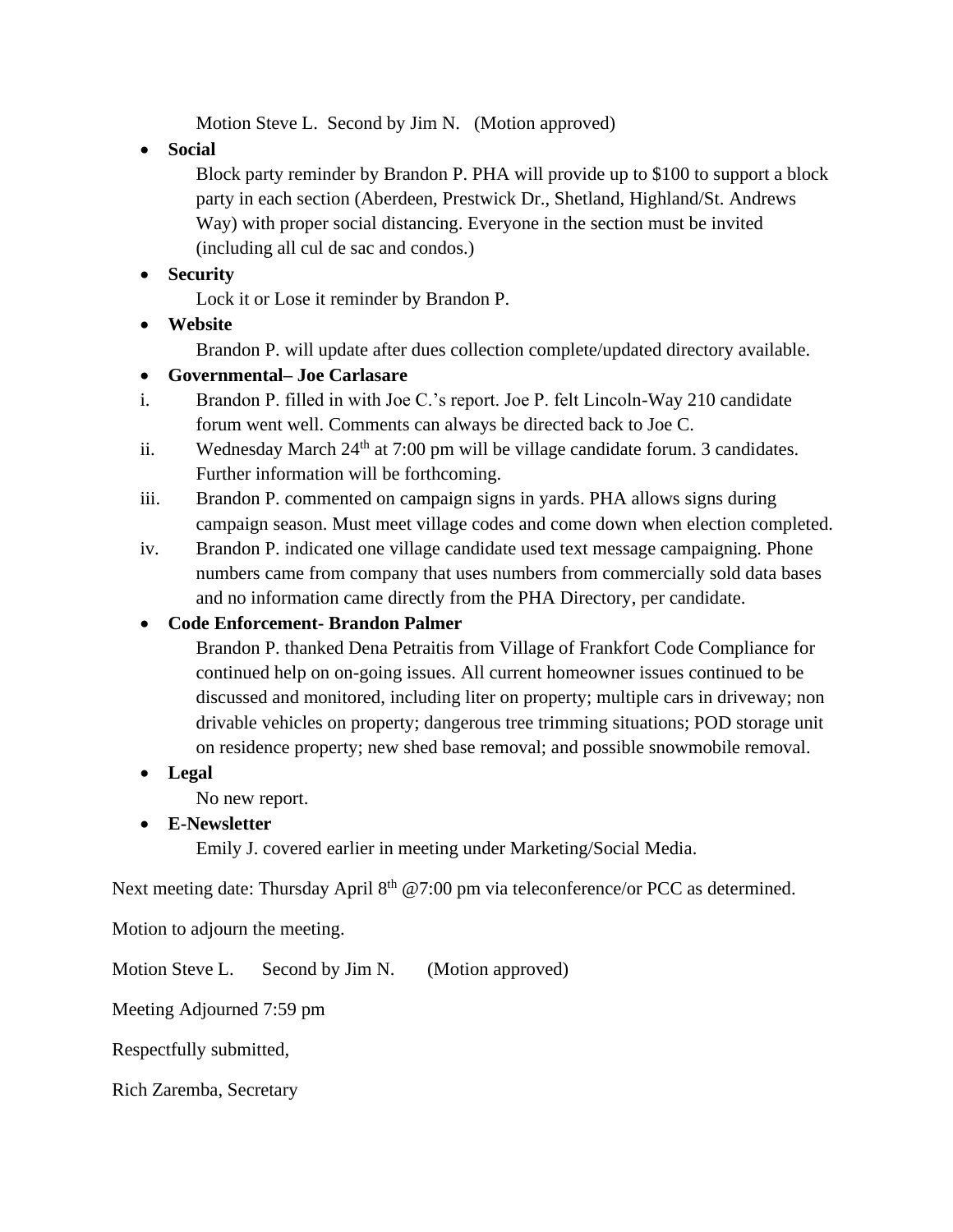Motion Steve L. Second by Jim N. (Motion approved)

- **Social**

  Block party reminder by Brandon P. PHA will provide up to $100 to support a block party in each section (Aberdeen, Prestwick Dr., Shetland, Highland/St. Andrews Way) with proper social distancing. Everyone in the section must be invited (including all cul de sac and condos.)

- **Security**

  Lock it or Lose it reminder by Brandon P.

- **Website**

  Brandon P. will update after dues collection complete/updated directory available.

- **Governmental– Joe Carlasare**

i. Brandon P. filled in with Joe C.'s report. Joe P. felt Lincoln-Way 210 candidate forum went well. Comments can always be directed back to Joe C.

ii. Wednesday March 24th at 7:00 pm will be village candidate forum. 3 candidates. Further information will be forthcoming.

iii. Brandon P. commented on campaign signs in yards. PHA allows signs during campaign season. Must meet village codes and come down when election completed.

iv. Brandon P. indicated one village candidate used text message campaigning. Phone numbers came from company that uses numbers from commercially sold data bases and no information came directly from the PHA Directory, per candidate.

- **Code Enforcement- Brandon Palmer**

  Brandon P. thanked Dena Petraitis from Village of Frankfort Code Compliance for continued help on on-going issues. All current homeowner issues continued to be discussed and monitored, including liter on property; multiple cars in driveway; non drivable vehicles on property; dangerous tree trimming situations; POD storage unit on residence property; new shed base removal; and possible snowmobile removal.

- **Legal**

  No new report.

- **E-Newsletter**

  Emily J. covered earlier in meeting under Marketing/Social Media.

Next meeting date: Thursday April 8th @7:00 pm via teleconference/or PCC as determined.

Motion to adjourn the meeting.

Motion Steve L. Second by Jim N. (Motion approved)

Meeting Adjourned 7:59 pm

Respectfully submitted,

Rich Zaremba, Secretary